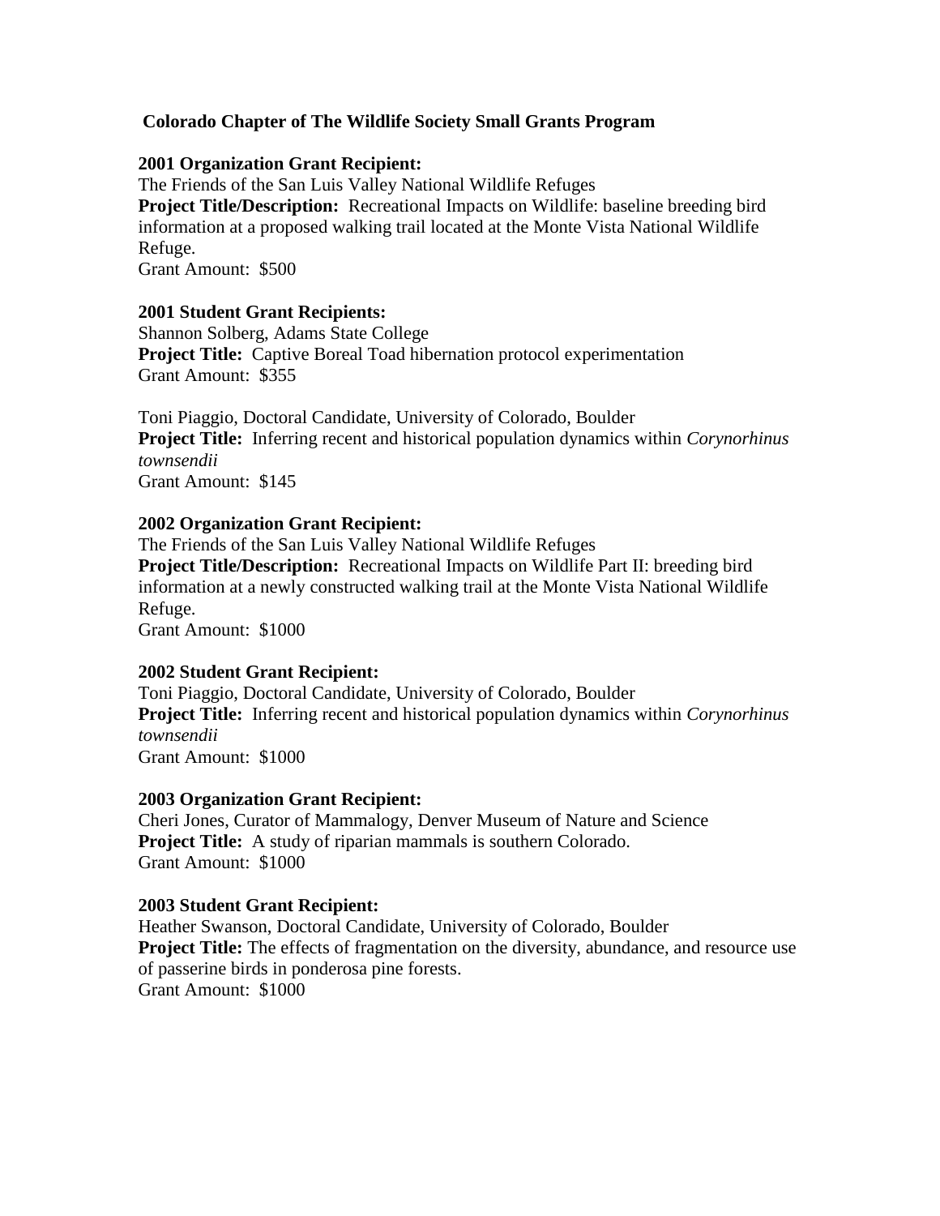# Colorado Chapter of The Wildlife Society Small Grants Program

**2001 Organization Grant Recipient:**
The Friends of the San Luis Valley National Wildlife Refuges
**Project Title/Description:** Recreational Impacts on Wildlife: baseline breeding bird information at a proposed walking trail located at the Monte Vista National Wildlife Refuge.
Grant Amount: $500

**2001 Student Grant Recipients:**
Shannon Solberg, Adams State College
**Project Title:** Captive Boreal Toad hibernation protocol experimentation
Grant Amount: $355

Toni Piaggio, Doctoral Candidate, University of Colorado, Boulder
**Project Title:** Inferring recent and historical population dynamics within *Corynorhinus townsendii*
Grant Amount: $145

**2002 Organization Grant Recipient:**
The Friends of the San Luis Valley National Wildlife Refuges
**Project Title/Description:** Recreational Impacts on Wildlife Part II: breeding bird information at a newly constructed walking trail at the Monte Vista National Wildlife Refuge.
Grant Amount: $1000

**2002 Student Grant Recipient:**
Toni Piaggio, Doctoral Candidate, University of Colorado, Boulder
**Project Title:** Inferring recent and historical population dynamics within *Corynorhinus townsendii*
Grant Amount: $1000

**2003 Organization Grant Recipient:**
Cheri Jones, Curator of Mammalogy, Denver Museum of Nature and Science
**Project Title:** A study of riparian mammals is southern Colorado.
Grant Amount: $1000

**2003 Student Grant Recipient:**
Heather Swanson, Doctoral Candidate, University of Colorado, Boulder
**Project Title:** The effects of fragmentation on the diversity, abundance, and resource use of passerine birds in ponderosa pine forests.
Grant Amount: $1000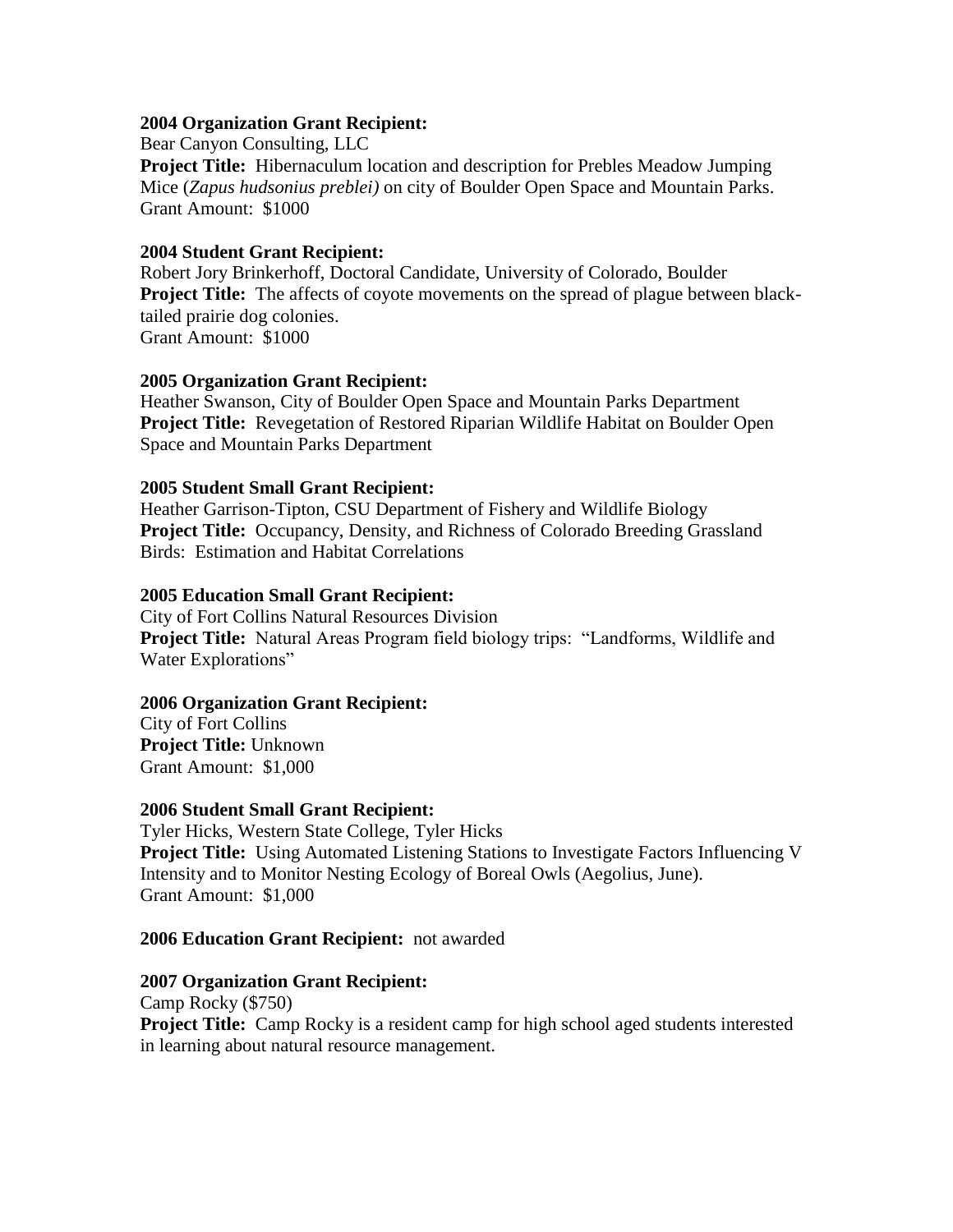**2004 Organization Grant Recipient:**
Bear Canyon Consulting, LLC
**Project Title:** Hibernaculum location and description for Prebles Meadow Jumping Mice (*Zapus hudsonius preblei)* on city of Boulder Open Space and Mountain Parks.
Grant Amount: $1000

**2004 Student Grant Recipient:**
Robert Jory Brinkerhoff, Doctoral Candidate, University of Colorado, Boulder
**Project Title:** The affects of coyote movements on the spread of plague between black-tailed prairie dog colonies.
Grant Amount: $1000

**2005 Organization Grant Recipient:**
Heather Swanson, City of Boulder Open Space and Mountain Parks Department
**Project Title:** Revegetation of Restored Riparian Wildlife Habitat on Boulder Open Space and Mountain Parks Department

**2005 Student Small Grant Recipient:**
Heather Garrison-Tipton, CSU Department of Fishery and Wildlife Biology
**Project Title:** Occupancy, Density, and Richness of Colorado Breeding Grassland Birds: Estimation and Habitat Correlations

**2005 Education Small Grant Recipient:**
City of Fort Collins Natural Resources Division
**Project Title:** Natural Areas Program field biology trips: "Landforms, Wildlife and Water Explorations"

**2006 Organization Grant Recipient:**
City of Fort Collins
**Project Title:** Unknown
Grant Amount: $1,000

**2006 Student Small Grant Recipient:**
Tyler Hicks, Western State College, Tyler Hicks
**Project Title:** Using Automated Listening Stations to Investigate Factors Influencing V Intensity and to Monitor Nesting Ecology of Boreal Owls (Aegolius, June).
Grant Amount: $1,000

**2006 Education Grant Recipient:** not awarded

**2007 Organization Grant Recipient:**
Camp Rocky ($750)
**Project Title:** Camp Rocky is a resident camp for high school aged students interested in learning about natural resource management.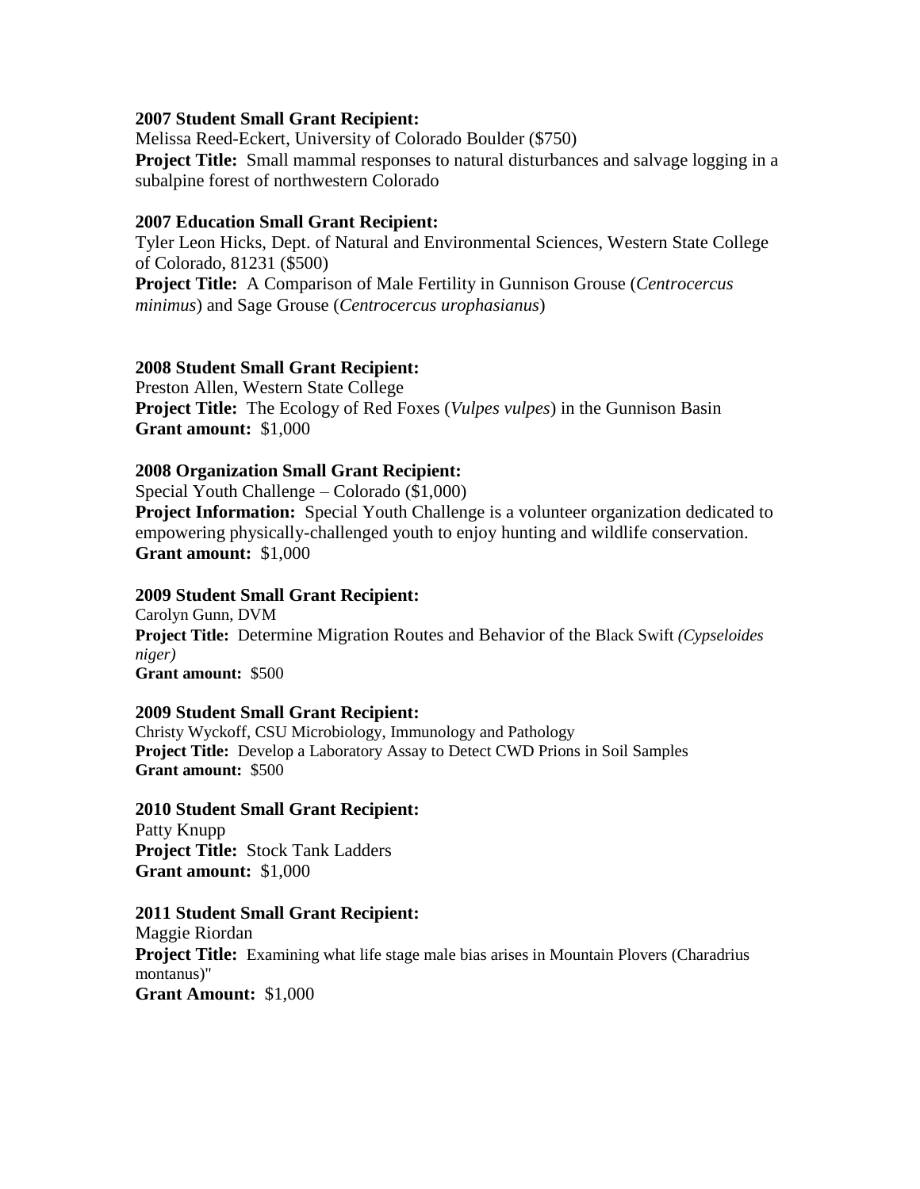**2007 Student Small Grant Recipient:**
Melissa Reed-Eckert, University of Colorado Boulder ($750)
**Project Title:** Small mammal responses to natural disturbances and salvage logging in a subalpine forest of northwestern Colorado

**2007 Education Small Grant Recipient:**
Tyler Leon Hicks, Dept. of Natural and Environmental Sciences, Western State College of Colorado, 81231 ($500)
**Project Title:** A Comparison of Male Fertility in Gunnison Grouse (*Centrocercus minimus*) and Sage Grouse (*Centrocercus urophasianus*)

**2008 Student Small Grant Recipient:**
Preston Allen, Western State College
**Project Title:** The Ecology of Red Foxes (*Vulpes vulpes*) in the Gunnison Basin
**Grant amount:** $1,000

**2008 Organization Small Grant Recipient:**
Special Youth Challenge – Colorado ($1,000)
**Project Information:** Special Youth Challenge is a volunteer organization dedicated to empowering physically-challenged youth to enjoy hunting and wildlife conservation.
**Grant amount:** $1,000

**2009 Student Small Grant Recipient:**
Carolyn Gunn, DVM
**Project Title:** Determine Migration Routes and Behavior of the Black Swift *(Cypseloides niger)*
**Grant amount:** $500

**2009 Student Small Grant Recipient:**
Christy Wyckoff, CSU Microbiology, Immunology and Pathology
**Project Title:** Develop a Laboratory Assay to Detect CWD Prions in Soil Samples
**Grant amount:** $500

**2010 Student Small Grant Recipient:**
Patty Knupp
**Project Title:** Stock Tank Ladders
**Grant amount:** $1,000

**2011 Student Small Grant Recipient:**
Maggie Riordan
**Project Title:** Examining what life stage male bias arises in Mountain Plovers (Charadrius montanus)"
**Grant Amount:** $1,000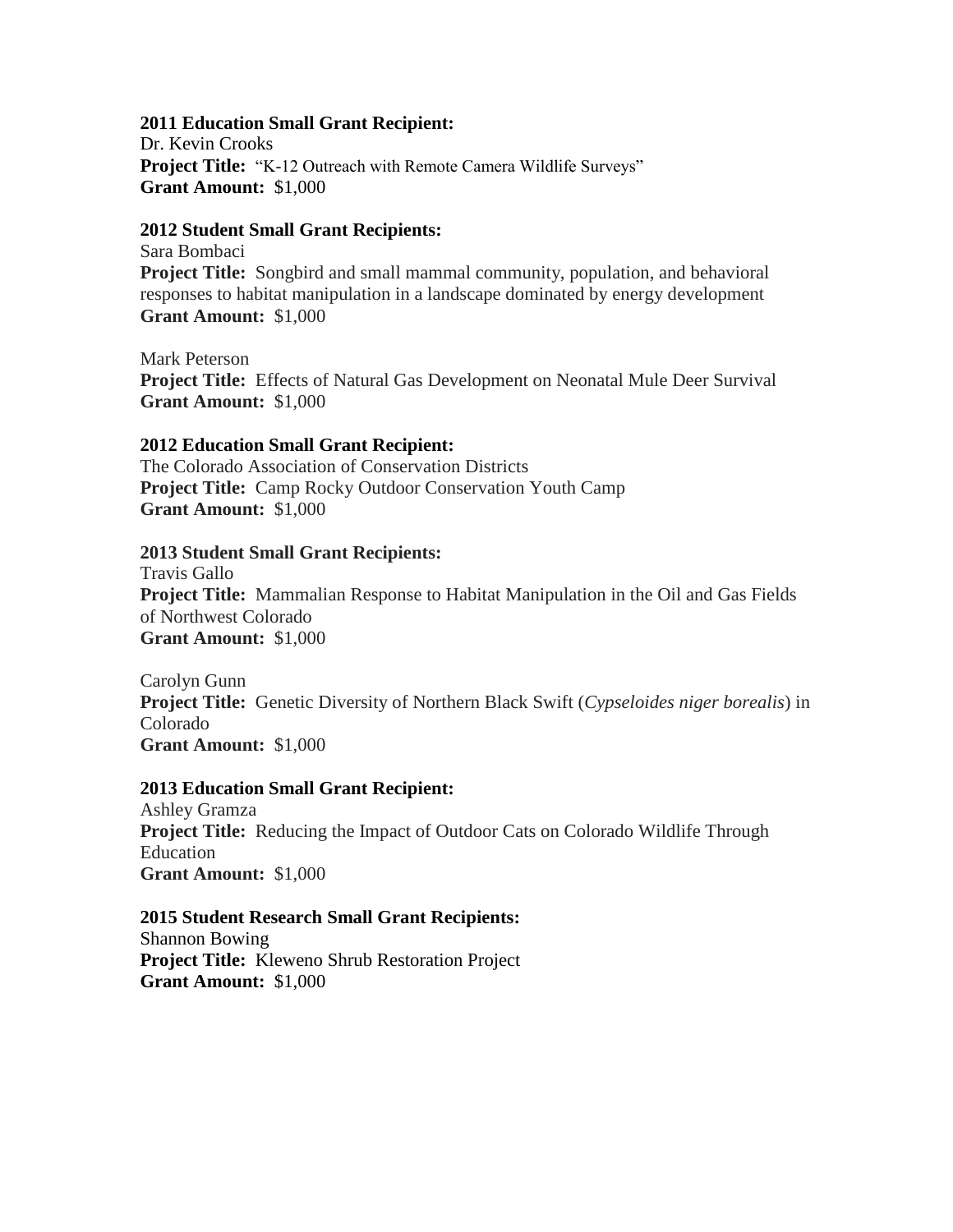**2011 Education Small Grant Recipient:**
Dr. Kevin Crooks
**Project Title:** "K-12 Outreach with Remote Camera Wildlife Surveys"
**Grant Amount:** $1,000

**2012 Student Small Grant Recipients:**
Sara Bombaci
**Project Title:** Songbird and small mammal community, population, and behavioral responses to habitat manipulation in a landscape dominated by energy development
**Grant Amount:** $1,000

Mark Peterson
**Project Title:** Effects of Natural Gas Development on Neonatal Mule Deer Survival
**Grant Amount:** $1,000

**2012 Education Small Grant Recipient:**
The Colorado Association of Conservation Districts
**Project Title:** Camp Rocky Outdoor Conservation Youth Camp
**Grant Amount:** $1,000

**2013 Student Small Grant Recipients:**
Travis Gallo
**Project Title:** Mammalian Response to Habitat Manipulation in the Oil and Gas Fields of Northwest Colorado
**Grant Amount:** $1,000

Carolyn Gunn
**Project Title:** Genetic Diversity of Northern Black Swift (*Cypseloides niger borealis*) in Colorado
**Grant Amount:** $1,000

**2013 Education Small Grant Recipient:**
Ashley Gramza
**Project Title:** Reducing the Impact of Outdoor Cats on Colorado Wildlife Through Education
**Grant Amount:** $1,000

**2015 Student Research Small Grant Recipients:**
Shannon Bowing
**Project Title:** Kleweno Shrub Restoration Project
**Grant Amount:** $1,000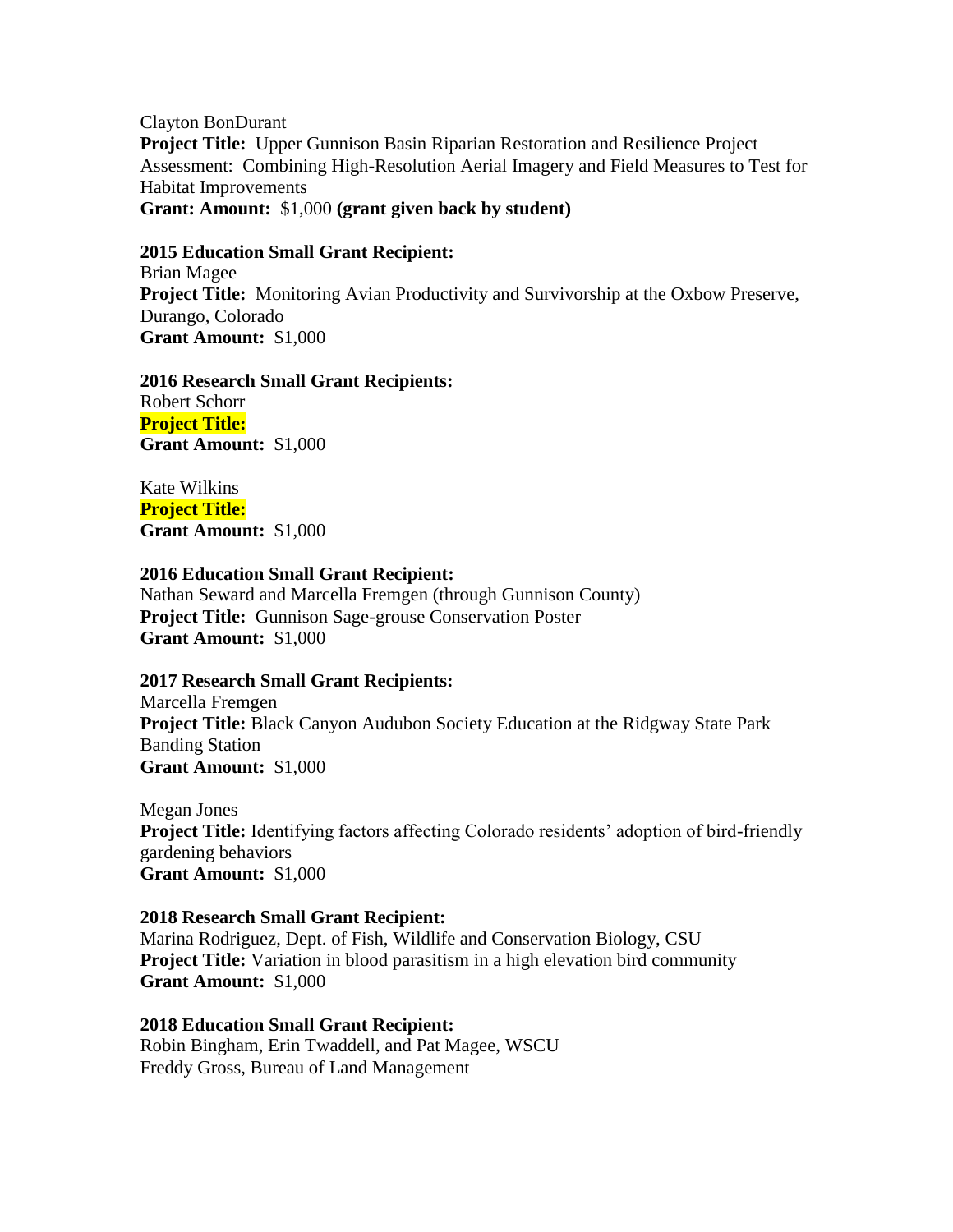Clayton BonDurant
**Project Title:** Upper Gunnison Basin Riparian Restoration and Resilience Project Assessment: Combining High-Resolution Aerial Imagery and Field Measures to Test for Habitat Improvements
**Grant: Amount:** $1,000 **(grant given back by student)**

**2015 Education Small Grant Recipient:**
Brian Magee
**Project Title:** Monitoring Avian Productivity and Survivorship at the Oxbow Preserve, Durango, Colorado
**Grant Amount:** $1,000

**2016 Research Small Grant Recipients:**
Robert Schorr
**Project Title:**
**Grant Amount:** $1,000

Kate Wilkins
**Project Title:**
**Grant Amount:** $1,000

**2016 Education Small Grant Recipient:**
Nathan Seward and Marcella Fremgen (through Gunnison County)
**Project Title:** Gunnison Sage-grouse Conservation Poster
**Grant Amount:** $1,000

**2017 Research Small Grant Recipients:**
Marcella Fremgen
**Project Title:** Black Canyon Audubon Society Education at the Ridgway State Park Banding Station
**Grant Amount:** $1,000

Megan Jones
**Project Title:** Identifying factors affecting Colorado residents' adoption of bird-friendly gardening behaviors
**Grant Amount:** $1,000

**2018 Research Small Grant Recipient:**
Marina Rodriguez, Dept. of Fish, Wildlife and Conservation Biology, CSU
**Project Title:** Variation in blood parasitism in a high elevation bird community
**Grant Amount:** $1,000

**2018 Education Small Grant Recipient:**
Robin Bingham, Erin Twaddell, and Pat Magee, WSCU
Freddy Gross, Bureau of Land Management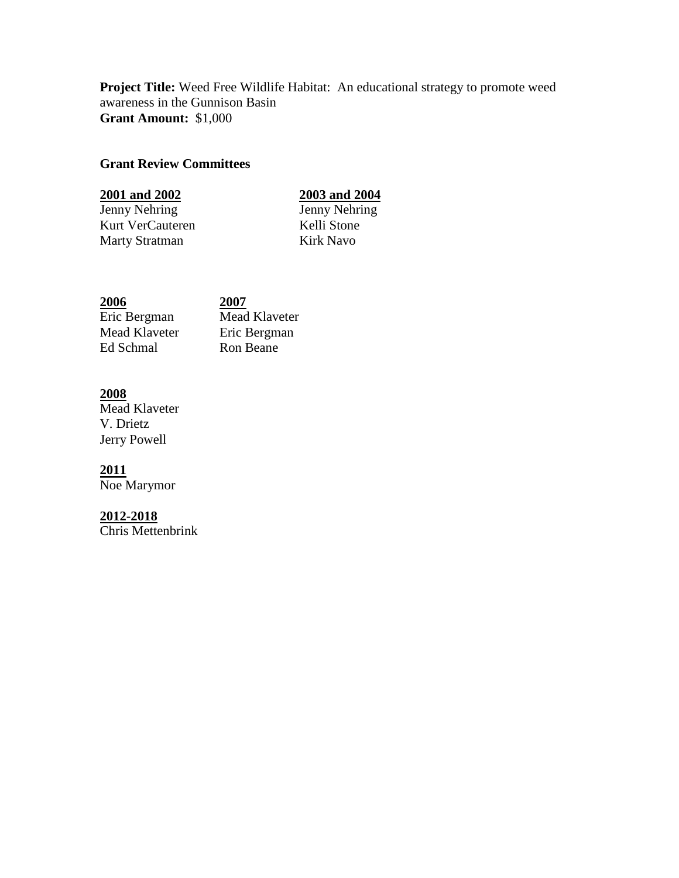**Project Title:** Weed Free Wildlife Habitat: An educational strategy to promote weed awareness in the Gunnison Basin
**Grant Amount:** $1,000

**Grant Review Committees**

**2001 and 2002**
Jenny Nehring
Kurt VerCauteren
Marty Stratman

**2003 and 2004**
Jenny Nehring
Kelli Stone
Kirk Navo

**2006**
Eric Bergman
Mead Klaveter
Ed Schmal

**2007**
Mead Klaveter
Eric Bergman
Ron Beane

**2008**
Mead Klaveter
V. Drietz
Jerry Powell

**2011**
Noe Marymor

**2012-2018**
Chris Mettenbrink